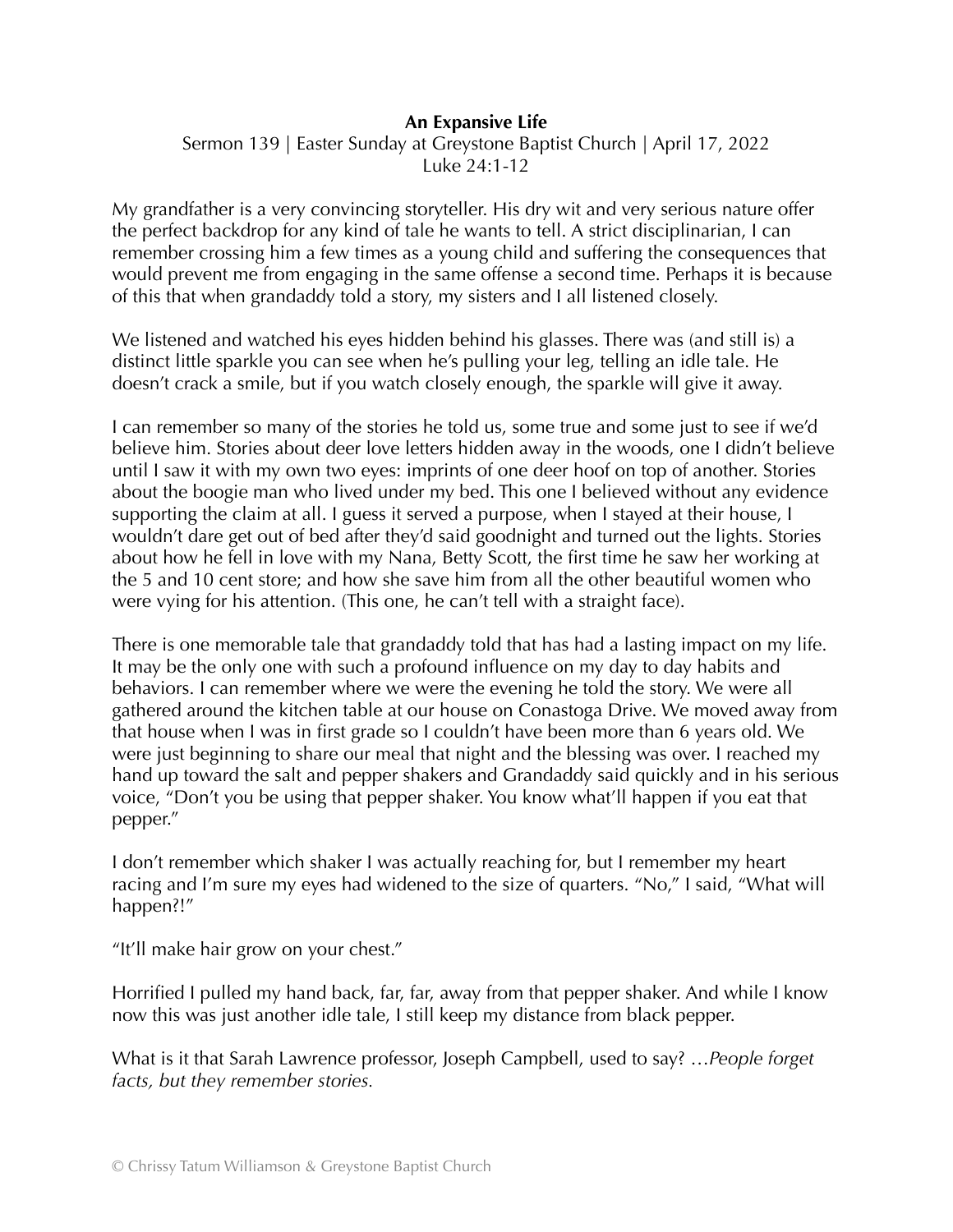**An Expansive Life**

Sermon 139 | Easter Sunday at Greystone Baptist Church | April 17, 2022
Luke 24:1-12

My grandfather is a very convincing storyteller. His dry wit and very serious nature offer the perfect backdrop for any kind of tale he wants to tell. A strict disciplinarian, I can remember crossing him a few times as a young child and suffering the consequences that would prevent me from engaging in the same offense a second time. Perhaps it is because of this that when grandaddy told a story, my sisters and I all listened closely.

We listened and watched his eyes hidden behind his glasses. There was (and still is) a distinct little sparkle you can see when he's pulling your leg, telling an idle tale. He doesn't crack a smile, but if you watch closely enough, the sparkle will give it away.

I can remember so many of the stories he told us, some true and some just to see if we'd believe him. Stories about deer love letters hidden away in the woods, one I didn't believe until I saw it with my own two eyes: imprints of one deer hoof on top of another. Stories about the boogie man who lived under my bed. This one I believed without any evidence supporting the claim at all. I guess it served a purpose, when I stayed at their house, I wouldn't dare get out of bed after they'd said goodnight and turned out the lights. Stories about how he fell in love with my Nana, Betty Scott, the first time he saw her working at the 5 and 10 cent store; and how she save him from all the other beautiful women who were vying for his attention. (This one, he can't tell with a straight face).

There is one memorable tale that grandaddy told that has had a lasting impact on my life. It may be the only one with such a profound influence on my day to day habits and behaviors. I can remember where we were the evening he told the story. We were all gathered around the kitchen table at our house on Conastoga Drive. We moved away from that house when I was in first grade so I couldn't have been more than 6 years old. We were just beginning to share our meal that night and the blessing was over. I reached my hand up toward the salt and pepper shakers and Grandaddy said quickly and in his serious voice, "Don't you be using that pepper shaker. You know what'll happen if you eat that pepper."

I don't remember which shaker I was actually reaching for, but I remember my heart racing and I'm sure my eyes had widened to the size of quarters. "No," I said, "What will happen?!"

"It'll make hair grow on your chest."

Horrified I pulled my hand back, far, far, away from that pepper shaker. And while I know now this was just another idle tale, I still keep my distance from black pepper.

What is it that Sarah Lawrence professor, Joseph Campbell, used to say? …*People forget facts, but they remember stories.*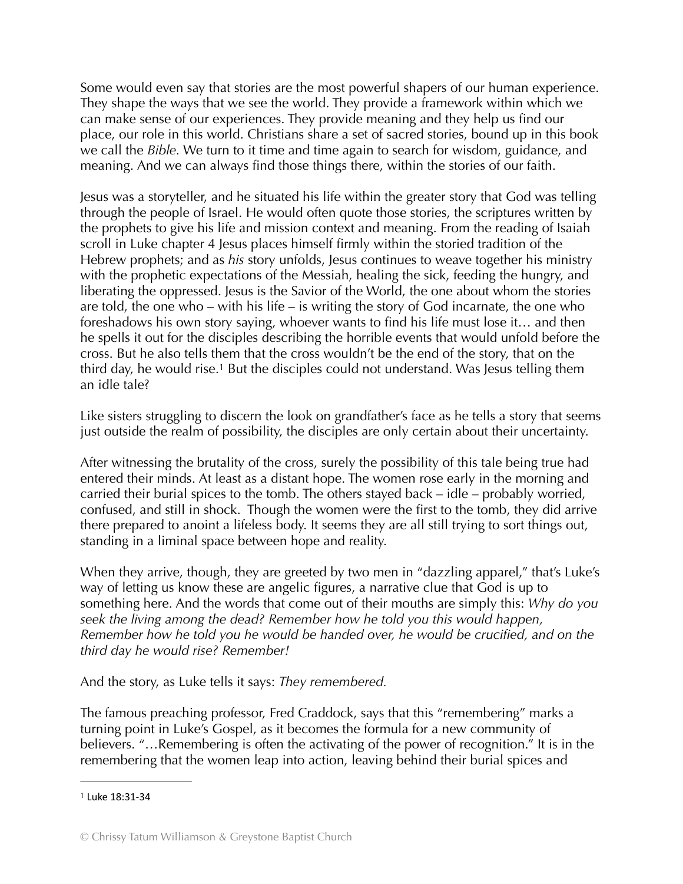Some would even say that stories are the most powerful shapers of our human experience. They shape the ways that we see the world. They provide a framework within which we can make sense of our experiences. They provide meaning and they help us find our place, our role in this world. Christians share a set of sacred stories, bound up in this book we call the *Bible*. We turn to it time and time again to search for wisdom, guidance, and meaning. And we can always find those things there, within the stories of our faith.

Jesus was a storyteller, and he situated his life within the greater story that God was telling through the people of Israel. He would often quote those stories, the scriptures written by the prophets to give his life and mission context and meaning. From the reading of Isaiah scroll in Luke chapter 4 Jesus places himself firmly within the storied tradition of the Hebrew prophets; and as *his* story unfolds, Jesus continues to weave together his ministry with the prophetic expectations of the Messiah, healing the sick, feeding the hungry, and liberating the oppressed. Jesus is the Savior of the World, the one about whom the stories are told, the one who – with his life – is writing the story of God incarnate, the one who foreshadows his own story saying, whoever wants to find his life must lose it… and then he spells it out for the disciples describing the horrible events that would unfold before the cross. But he also tells them that the cross wouldn't be the end of the story, that on the third day, he would rise.[1] But the disciples could not understand. Was Jesus telling them an idle tale?

Like sisters struggling to discern the look on grandfather's face as he tells a story that seems just outside the realm of possibility, the disciples are only certain about their uncertainty.

After witnessing the brutality of the cross, surely the possibility of this tale being true had entered their minds. At least as a distant hope. The women rose early in the morning and carried their burial spices to the tomb. The others stayed back – idle – probably worried, confused, and still in shock. Though the women were the first to the tomb, they did arrive there prepared to anoint a lifeless body. It seems they are all still trying to sort things out, standing in a liminal space between hope and reality.

When they arrive, though, they are greeted by two men in "dazzling apparel," that's Luke's way of letting us know these are angelic figures, a narrative clue that God is up to something here. And the words that come out of their mouths are simply this: *Why do you seek the living among the dead? Remember how he told you this would happen, Remember how he told you he would be handed over, he would be crucified, and on the third day he would rise? Remember!*

And the story, as Luke tells it says: *They remembered.*

The famous preaching professor, Fred Craddock, says that this "remembering" marks a turning point in Luke's Gospel, as it becomes the formula for a new community of believers. "…Remembering is often the activating of the power of recognition." It is in the remembering that the women leap into action, leaving behind their burial spices and

---

[1] Luke 18:31-34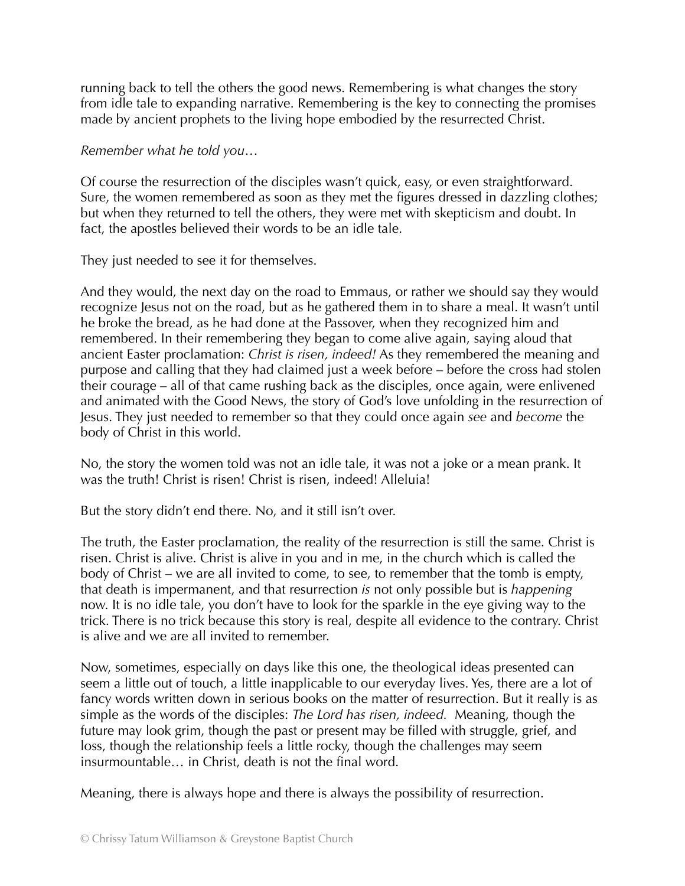running back to tell the others the good news. Remembering is what changes the story from idle tale to expanding narrative. Remembering is the key to connecting the promises made by ancient prophets to the living hope embodied by the resurrected Christ.

*Remember what he told you…*

Of course the resurrection of the disciples wasn't quick, easy, or even straightforward. Sure, the women remembered as soon as they met the figures dressed in dazzling clothes; but when they returned to tell the others, they were met with skepticism and doubt. In fact, the apostles believed their words to be an idle tale.

They just needed to see it for themselves.

And they would, the next day on the road to Emmaus, or rather we should say they would recognize Jesus not on the road, but as he gathered them in to share a meal. It wasn't until he broke the bread, as he had done at the Passover, when they recognized him and remembered. In their remembering they began to come alive again, saying aloud that ancient Easter proclamation: *Christ is risen, indeed!* As they remembered the meaning and purpose and calling that they had claimed just a week before – before the cross had stolen their courage – all of that came rushing back as the disciples, once again, were enlivened and animated with the Good News, the story of God's love unfolding in the resurrection of Jesus. They just needed to remember so that they could once again *see* and *become* the body of Christ in this world.

No, the story the women told was not an idle tale, it was not a joke or a mean prank. It was the truth! Christ is risen! Christ is risen, indeed! Alleluia!

But the story didn't end there. No, and it still isn't over.

The truth, the Easter proclamation, the reality of the resurrection is still the same. Christ is risen. Christ is alive. Christ is alive in you and in me, in the church which is called the body of Christ – we are all invited to come, to see, to remember that the tomb is empty, that death is impermanent, and that resurrection *is* not only possible but is *happening* now. It is no idle tale, you don't have to look for the sparkle in the eye giving way to the trick. There is no trick because this story is real, despite all evidence to the contrary. Christ is alive and we are all invited to remember.

Now, sometimes, especially on days like this one, the theological ideas presented can seem a little out of touch, a little inapplicable to our everyday lives. Yes, there are a lot of fancy words written down in serious books on the matter of resurrection. But it really is as simple as the words of the disciples: *The Lord has risen, indeed.* Meaning, though the future may look grim, though the past or present may be filled with struggle, grief, and loss, though the relationship feels a little rocky, though the challenges may seem insurmountable… in Christ, death is not the final word.

Meaning, there is always hope and there is always the possibility of resurrection.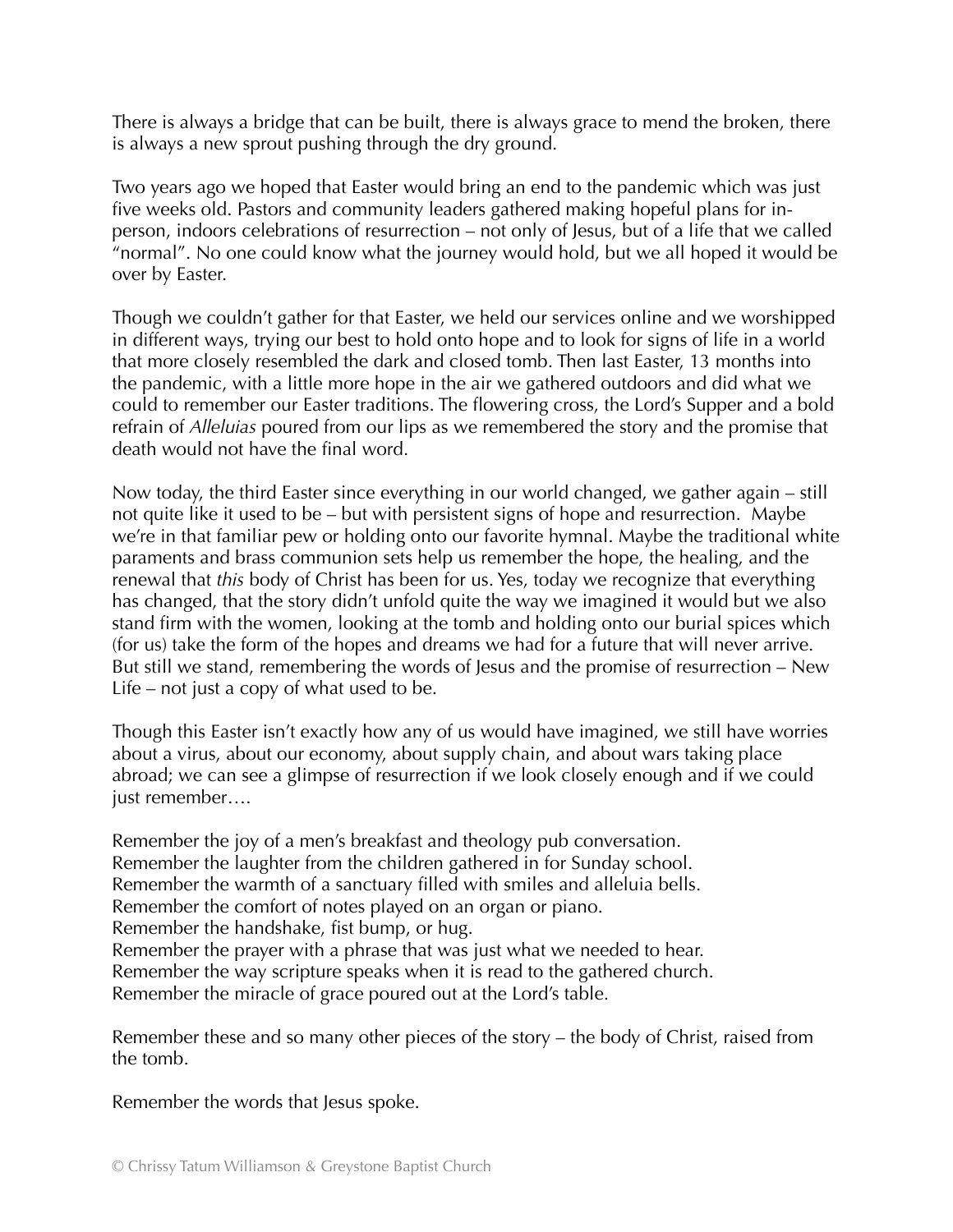There is always a bridge that can be built, there is always grace to mend the broken, there is always a new sprout pushing through the dry ground.

Two years ago we hoped that Easter would bring an end to the pandemic which was just five weeks old. Pastors and community leaders gathered making hopeful plans for in-person, indoors celebrations of resurrection – not only of Jesus, but of a life that we called "normal". No one could know what the journey would hold, but we all hoped it would be over by Easter.

Though we couldn't gather for that Easter, we held our services online and we worshipped in different ways, trying our best to hold onto hope and to look for signs of life in a world that more closely resembled the dark and closed tomb. Then last Easter, 13 months into the pandemic, with a little more hope in the air we gathered outdoors and did what we could to remember our Easter traditions. The flowering cross, the Lord's Supper and a bold refrain of *Alleluias* poured from our lips as we remembered the story and the promise that death would not have the final word.

Now today, the third Easter since everything in our world changed, we gather again – still not quite like it used to be – but with persistent signs of hope and resurrection. Maybe we're in that familiar pew or holding onto our favorite hymnal. Maybe the traditional white paraments and brass communion sets help us remember the hope, the healing, and the renewal that *this* body of Christ has been for us. Yes, today we recognize that everything has changed, that the story didn't unfold quite the way we imagined it would but we also stand firm with the women, looking at the tomb and holding onto our burial spices which (for us) take the form of the hopes and dreams we had for a future that will never arrive. But still we stand, remembering the words of Jesus and the promise of resurrection – New Life – not just a copy of what used to be.

Though this Easter isn't exactly how any of us would have imagined, we still have worries about a virus, about our economy, about supply chain, and about wars taking place abroad; we can see a glimpse of resurrection if we look closely enough and if we could just remember….

Remember the joy of a men's breakfast and theology pub conversation.
Remember the laughter from the children gathered in for Sunday school.
Remember the warmth of a sanctuary filled with smiles and alleluia bells.
Remember the comfort of notes played on an organ or piano.
Remember the handshake, fist bump, or hug.
Remember the prayer with a phrase that was just what we needed to hear.
Remember the way scripture speaks when it is read to the gathered church.
Remember the miracle of grace poured out at the Lord's table.

Remember these and so many other pieces of the story – the body of Christ, raised from the tomb.

Remember the words that Jesus spoke.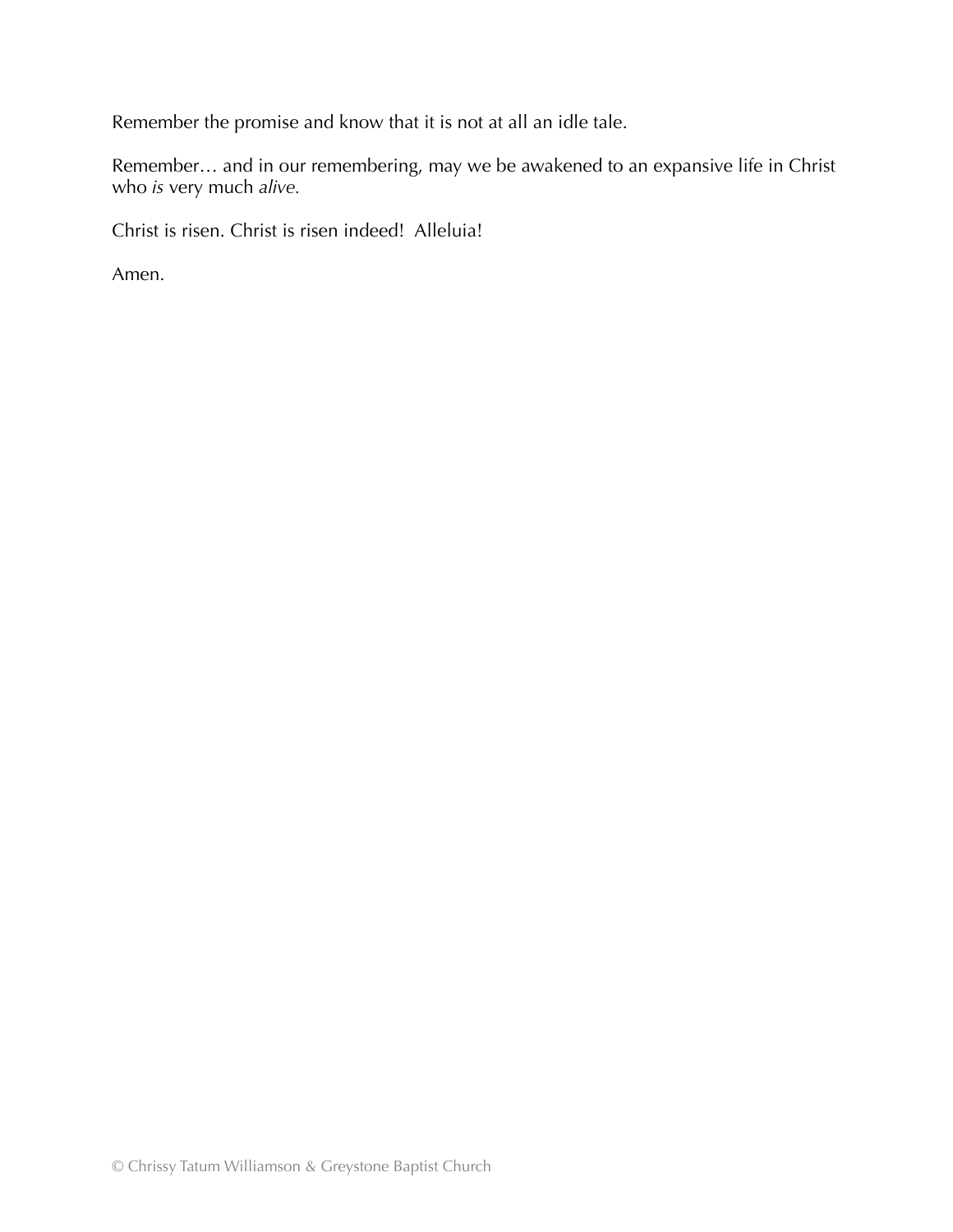Remember the promise and know that it is not at all an idle tale.

Remember… and in our remembering, may we be awakened to an expansive life in Christ who *is* very much *alive.*

Christ is risen. Christ is risen indeed!  Alleluia!

Amen.

© Chrissy Tatum Williamson & Greystone Baptist Church